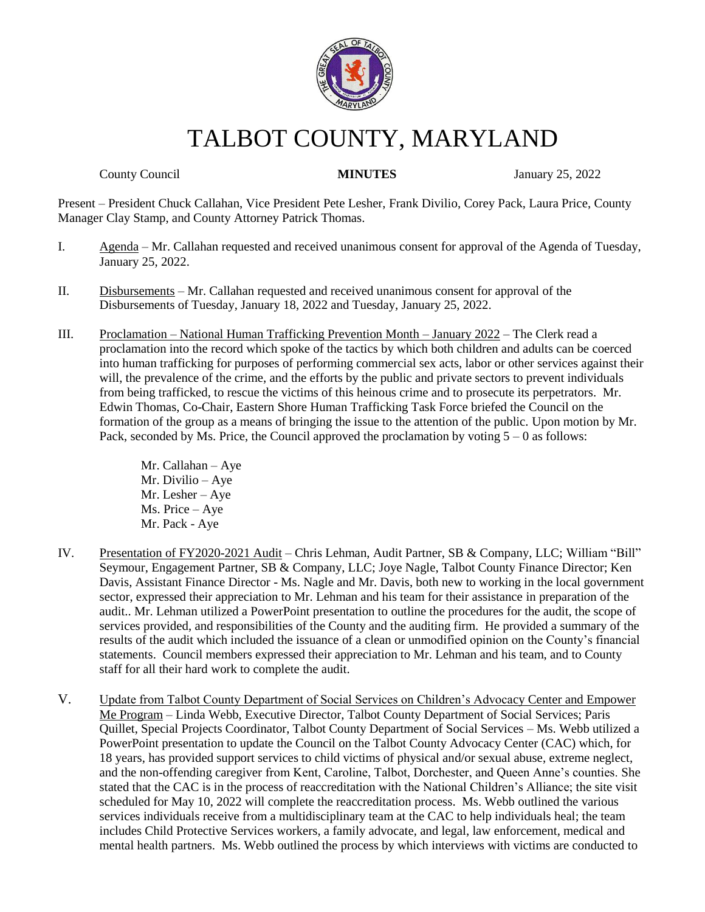# TALBOT COUNTY, MARYLAND

County Council **MINUTES** January 25, 2022

Present – President Chuck Callahan, Vice President Pete Lesher, Frank Divilio, Corey Pack, Laura Price, County Manager Clay Stamp, and County Attorney Patrick Thomas.

I. Agenda – Mr. Callahan requested and received unanimous consent for approval of the Agenda of Tuesday, January 25, 2022.

II. Disbursements – Mr. Callahan requested and received unanimous consent for approval of the Disbursements of Tuesday, January 18, 2022 and Tuesday, January 25, 2022.

III. Proclamation – National Human Trafficking Prevention Month – January 2022 – The Clerk read a proclamation into the record which spoke of the tactics by which both children and adults can be coerced into human trafficking for purposes of performing commercial sex acts, labor or other services against their will, the prevalence of the crime, and the efforts by the public and private sectors to prevent individuals from being trafficked, to rescue the victims of this heinous crime and to prosecute its perpetrators. Mr. Edwin Thomas, Co-Chair, Eastern Shore Human Trafficking Task Force briefed the Council on the formation of the group as a means of bringing the issue to the attention of the public. Upon motion by Mr. Pack, seconded by Ms. Price, the Council approved the proclamation by voting 5 – 0 as follows:

Mr. Callahan – Aye
Mr. Divilio – Aye
Mr. Lesher – Aye
Ms. Price – Aye
Mr. Pack - Aye

IV. Presentation of FY2020-2021 Audit – Chris Lehman, Audit Partner, SB & Company, LLC; William "Bill" Seymour, Engagement Partner, SB & Company, LLC; Joye Nagle, Talbot County Finance Director; Ken Davis, Assistant Finance Director - Ms. Nagle and Mr. Davis, both new to working in the local government sector, expressed their appreciation to Mr. Lehman and his team for their assistance in preparation of the audit.. Mr. Lehman utilized a PowerPoint presentation to outline the procedures for the audit, the scope of services provided, and responsibilities of the County and the auditing firm. He provided a summary of the results of the audit which included the issuance of a clean or unmodified opinion on the County's financial statements. Council members expressed their appreciation to Mr. Lehman and his team, and to County staff for all their hard work to complete the audit.

V. Update from Talbot County Department of Social Services on Children's Advocacy Center and Empower Me Program – Linda Webb, Executive Director, Talbot County Department of Social Services; Paris Quillet, Special Projects Coordinator, Talbot County Department of Social Services – Ms. Webb utilized a PowerPoint presentation to update the Council on the Talbot County Advocacy Center (CAC) which, for 18 years, has provided support services to child victims of physical and/or sexual abuse, extreme neglect, and the non-offending caregiver from Kent, Caroline, Talbot, Dorchester, and Queen Anne's counties. She stated that the CAC is in the process of reaccreditation with the National Children's Alliance; the site visit scheduled for May 10, 2022 will complete the reaccreditation process. Ms. Webb outlined the various services individuals receive from a multidisciplinary team at the CAC to help individuals heal; the team includes Child Protective Services workers, a family advocate, and legal, law enforcement, medical and mental health partners. Ms. Webb outlined the process by which interviews with victims are conducted to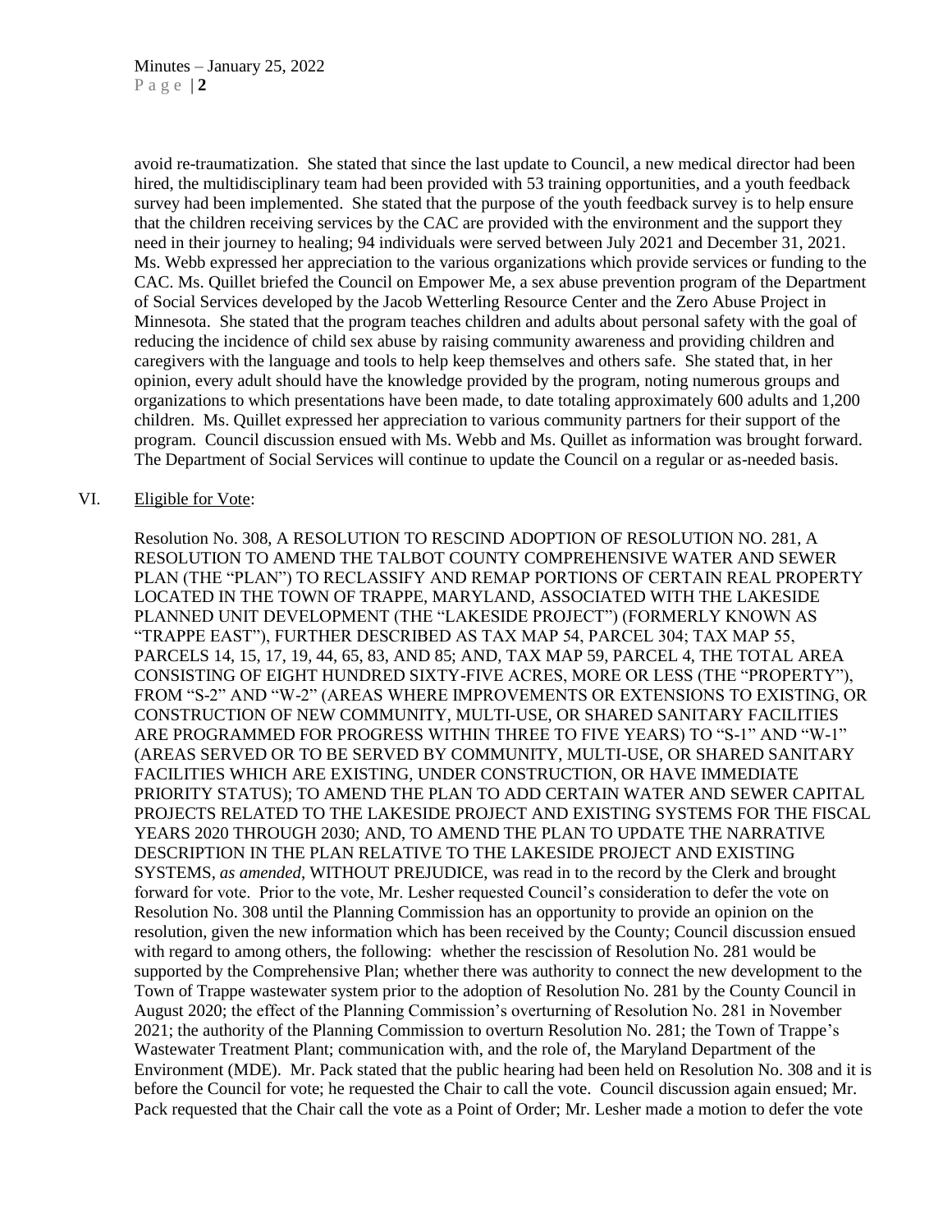avoid re-traumatization. She stated that since the last update to Council, a new medical director had been hired, the multidisciplinary team had been provided with 53 training opportunities, and a youth feedback survey had been implemented. She stated that the purpose of the youth feedback survey is to help ensure that the children receiving services by the CAC are provided with the environment and the support they need in their journey to healing; 94 individuals were served between July 2021 and December 31, 2021. Ms. Webb expressed her appreciation to the various organizations which provide services or funding to the CAC. Ms. Quillet briefed the Council on Empower Me, a sex abuse prevention program of the Department of Social Services developed by the Jacob Wetterling Resource Center and the Zero Abuse Project in Minnesota. She stated that the program teaches children and adults about personal safety with the goal of reducing the incidence of child sex abuse by raising community awareness and providing children and caregivers with the language and tools to help keep themselves and others safe. She stated that, in her opinion, every adult should have the knowledge provided by the program, noting numerous groups and organizations to which presentations have been made, to date totaling approximately 600 adults and 1,200 children. Ms. Quillet expressed her appreciation to various community partners for their support of the program. Council discussion ensued with Ms. Webb and Ms. Quillet as information was brought forward. The Department of Social Services will continue to update the Council on a regular or as-needed basis.

VI. Eligible for Vote:

Resolution No. 308, A RESOLUTION TO RESCIND ADOPTION OF RESOLUTION NO. 281, A RESOLUTION TO AMEND THE TALBOT COUNTY COMPREHENSIVE WATER AND SEWER PLAN (THE "PLAN") TO RECLASSIFY AND REMAP PORTIONS OF CERTAIN REAL PROPERTY LOCATED IN THE TOWN OF TRAPPE, MARYLAND, ASSOCIATED WITH THE LAKESIDE PLANNED UNIT DEVELOPMENT (THE "LAKESIDE PROJECT") (FORMERLY KNOWN AS "TRAPPE EAST"), FURTHER DESCRIBED AS TAX MAP 54, PARCEL 304; TAX MAP 55, PARCELS 14, 15, 17, 19, 44, 65, 83, AND 85; AND, TAX MAP 59, PARCEL 4, THE TOTAL AREA CONSISTING OF EIGHT HUNDRED SIXTY-FIVE ACRES, MORE OR LESS (THE "PROPERTY"), FROM "S-2" AND "W-2" (AREAS WHERE IMPROVEMENTS OR EXTENSIONS TO EXISTING, OR CONSTRUCTION OF NEW COMMUNITY, MULTI-USE, OR SHARED SANITARY FACILITIES ARE PROGRAMMED FOR PROGRESS WITHIN THREE TO FIVE YEARS) TO "S-1" AND "W-1" (AREAS SERVED OR TO BE SERVED BY COMMUNITY, MULTI-USE, OR SHARED SANITARY FACILITIES WHICH ARE EXISTING, UNDER CONSTRUCTION, OR HAVE IMMEDIATE PRIORITY STATUS); TO AMEND THE PLAN TO ADD CERTAIN WATER AND SEWER CAPITAL PROJECTS RELATED TO THE LAKESIDE PROJECT AND EXISTING SYSTEMS FOR THE FISCAL YEARS 2020 THROUGH 2030; AND, TO AMEND THE PLAN TO UPDATE THE NARRATIVE DESCRIPTION IN THE PLAN RELATIVE TO THE LAKESIDE PROJECT AND EXISTING SYSTEMS, *as amended*, WITHOUT PREJUDICE, was read in to the record by the Clerk and brought forward for vote. Prior to the vote, Mr. Lesher requested Council's consideration to defer the vote on Resolution No. 308 until the Planning Commission has an opportunity to provide an opinion on the resolution, given the new information which has been received by the County; Council discussion ensued with regard to among others, the following: whether the rescission of Resolution No. 281 would be supported by the Comprehensive Plan; whether there was authority to connect the new development to the Town of Trappe wastewater system prior to the adoption of Resolution No. 281 by the County Council in August 2020; the effect of the Planning Commission's overturning of Resolution No. 281 in November 2021; the authority of the Planning Commission to overturn Resolution No. 281; the Town of Trappe's Wastewater Treatment Plant; communication with, and the role of, the Maryland Department of the Environment (MDE). Mr. Pack stated that the public hearing had been held on Resolution No. 308 and it is before the Council for vote; he requested the Chair to call the vote. Council discussion again ensued; Mr. Pack requested that the Chair call the vote as a Point of Order; Mr. Lesher made a motion to defer the vote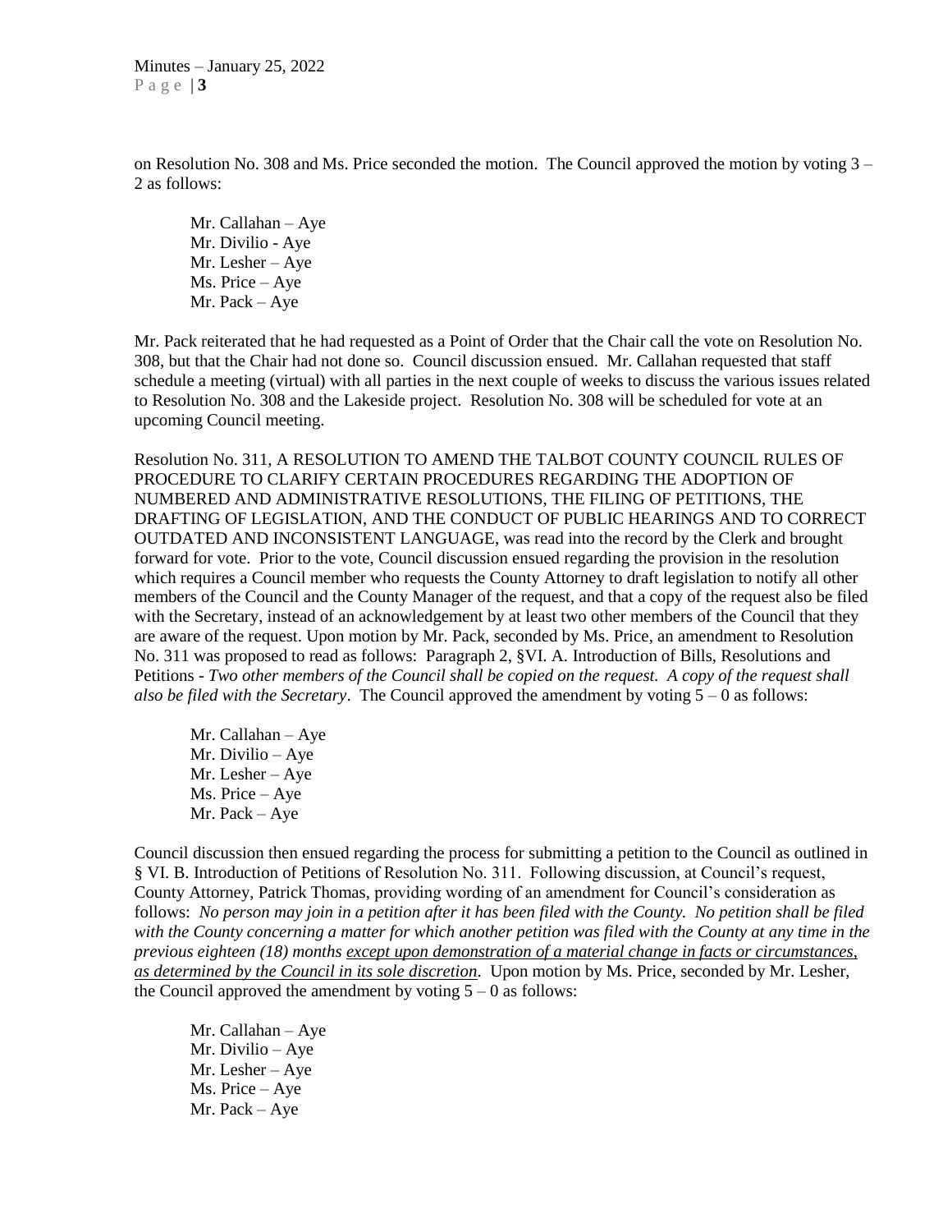on Resolution No. 308 and Ms. Price seconded the motion. The Council approved the motion by voting 3 – 2 as follows:

Mr. Callahan – Aye
Mr. Divilio - Aye
Mr. Lesher – Aye
Ms. Price – Aye
Mr. Pack – Aye

Mr. Pack reiterated that he had requested as a Point of Order that the Chair call the vote on Resolution No. 308, but that the Chair had not done so. Council discussion ensued. Mr. Callahan requested that staff schedule a meeting (virtual) with all parties in the next couple of weeks to discuss the various issues related to Resolution No. 308 and the Lakeside project. Resolution No. 308 will be scheduled for vote at an upcoming Council meeting.

Resolution No. 311, A RESOLUTION TO AMEND THE TALBOT COUNTY COUNCIL RULES OF PROCEDURE TO CLARIFY CERTAIN PROCEDURES REGARDING THE ADOPTION OF NUMBERED AND ADMINISTRATIVE RESOLUTIONS, THE FILING OF PETITIONS, THE DRAFTING OF LEGISLATION, AND THE CONDUCT OF PUBLIC HEARINGS AND TO CORRECT OUTDATED AND INCONSISTENT LANGUAGE, was read into the record by the Clerk and brought forward for vote. Prior to the vote, Council discussion ensued regarding the provision in the resolution which requires a Council member who requests the County Attorney to draft legislation to notify all other members of the Council and the County Manager of the request, and that a copy of the request also be filed with the Secretary, instead of an acknowledgement by at least two other members of the Council that they are aware of the request. Upon motion by Mr. Pack, seconded by Ms. Price, an amendment to Resolution No. 311 was proposed to read as follows: Paragraph 2, §VI. A. Introduction of Bills, Resolutions and Petitions - *Two other members of the Council shall be copied on the request. A copy of the request shall also be filed with the Secretary*. The Council approved the amendment by voting 5 – 0 as follows:

Mr. Callahan – Aye
Mr. Divilio – Aye
Mr. Lesher – Aye
Ms. Price – Aye
Mr. Pack – Aye

Council discussion then ensued regarding the process for submitting a petition to the Council as outlined in § VI. B. Introduction of Petitions of Resolution No. 311. Following discussion, at Council's request, County Attorney, Patrick Thomas, providing wording of an amendment for Council's consideration as follows: *No person may join in a petition after it has been filed with the County. No petition shall be filed with the County concerning a matter for which another petition was filed with the County at any time in the previous eighteen (18) months <u>except upon demonstration of a material change in facts or circumstances, as determined by the Council in its sole discretion</u>*. Upon motion by Ms. Price, seconded by Mr. Lesher, the Council approved the amendment by voting 5 – 0 as follows:

Mr. Callahan – Aye
Mr. Divilio – Aye
Mr. Lesher – Aye
Ms. Price – Aye
Mr. Pack – Aye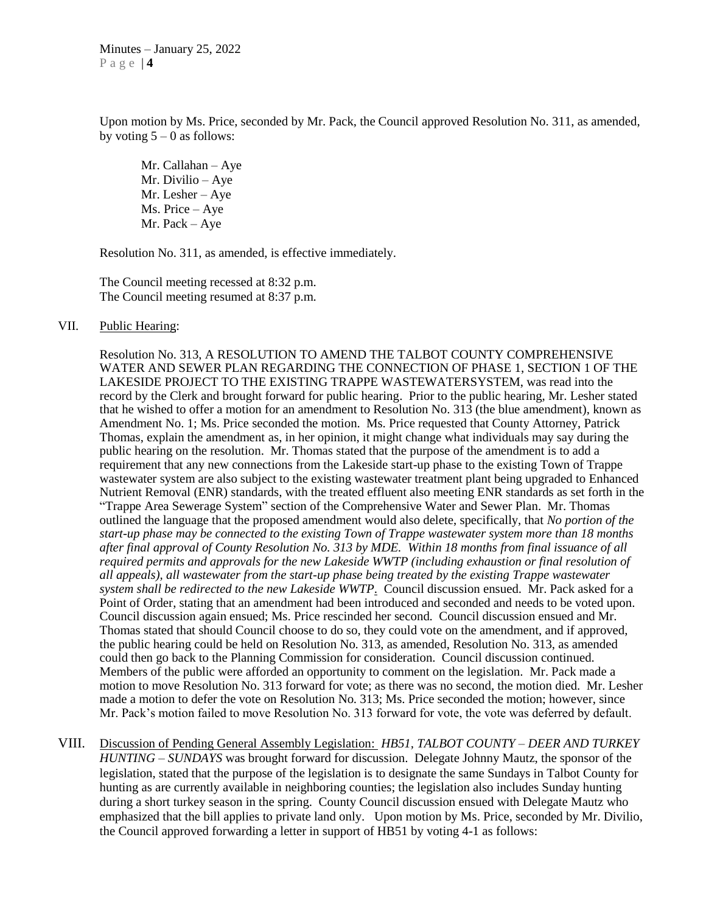Upon motion by Ms. Price, seconded by Mr. Pack, the Council approved Resolution No. 311, as amended, by voting 5 – 0 as follows:

Mr. Callahan – Aye
Mr. Divilio – Aye
Mr. Lesher – Aye
Ms. Price – Aye
Mr. Pack – Aye

Resolution No. 311, as amended, is effective immediately.

The Council meeting recessed at 8:32 p.m.
The Council meeting resumed at 8:37 p.m.

VII. Public Hearing:

Resolution No. 313, A RESOLUTION TO AMEND THE TALBOT COUNTY COMPREHENSIVE WATER AND SEWER PLAN REGARDING THE CONNECTION OF PHASE 1, SECTION 1 OF THE LAKESIDE PROJECT TO THE EXISTING TRAPPE WASTEWATERSYSTEM, was read into the record by the Clerk and brought forward for public hearing. Prior to the public hearing, Mr. Lesher stated that he wished to offer a motion for an amendment to Resolution No. 313 (the blue amendment), known as Amendment No. 1; Ms. Price seconded the motion. Ms. Price requested that County Attorney, Patrick Thomas, explain the amendment as, in her opinion, it might change what individuals may say during the public hearing on the resolution. Mr. Thomas stated that the purpose of the amendment is to add a requirement that any new connections from the Lakeside start-up phase to the existing Town of Trappe wastewater system are also subject to the existing wastewater treatment plant being upgraded to Enhanced Nutrient Removal (ENR) standards, with the treated effluent also meeting ENR standards as set forth in the "Trappe Area Sewerage System" section of the Comprehensive Water and Sewer Plan. Mr. Thomas outlined the language that the proposed amendment would also delete, specifically, that *No portion of the start-up phase may be connected to the existing Town of Trappe wastewater system more than 18 months after final approval of County Resolution No. 313 by MDE. Within 18 months from final issuance of all required permits and approvals for the new Lakeside WWTP (including exhaustion or final resolution of all appeals), all wastewater from the start-up phase being treated by the existing Trappe wastewater system shall be redirected to the new Lakeside WWTP*. Council discussion ensued. Mr. Pack asked for a Point of Order, stating that an amendment had been introduced and seconded and needs to be voted upon. Council discussion again ensued; Ms. Price rescinded her second. Council discussion ensued and Mr. Thomas stated that should Council choose to do so, they could vote on the amendment, and if approved, the public hearing could be held on Resolution No. 313, as amended, Resolution No. 313, as amended could then go back to the Planning Commission for consideration. Council discussion continued. Members of the public were afforded an opportunity to comment on the legislation. Mr. Pack made a motion to move Resolution No. 313 forward for vote; as there was no second, the motion died. Mr. Lesher made a motion to defer the vote on Resolution No. 313; Ms. Price seconded the motion; however, since Mr. Pack's motion failed to move Resolution No. 313 forward for vote, the vote was deferred by default.

VIII. Discussion of Pending General Assembly Legislation: *HB51, TALBOT COUNTY – DEER AND TURKEY HUNTING – SUNDAYS* was brought forward for discussion. Delegate Johnny Mautz, the sponsor of the legislation, stated that the purpose of the legislation is to designate the same Sundays in Talbot County for hunting as are currently available in neighboring counties; the legislation also includes Sunday hunting during a short turkey season in the spring. County Council discussion ensued with Delegate Mautz who emphasized that the bill applies to private land only. Upon motion by Ms. Price, seconded by Mr. Divilio, the Council approved forwarding a letter in support of HB51 by voting 4-1 as follows: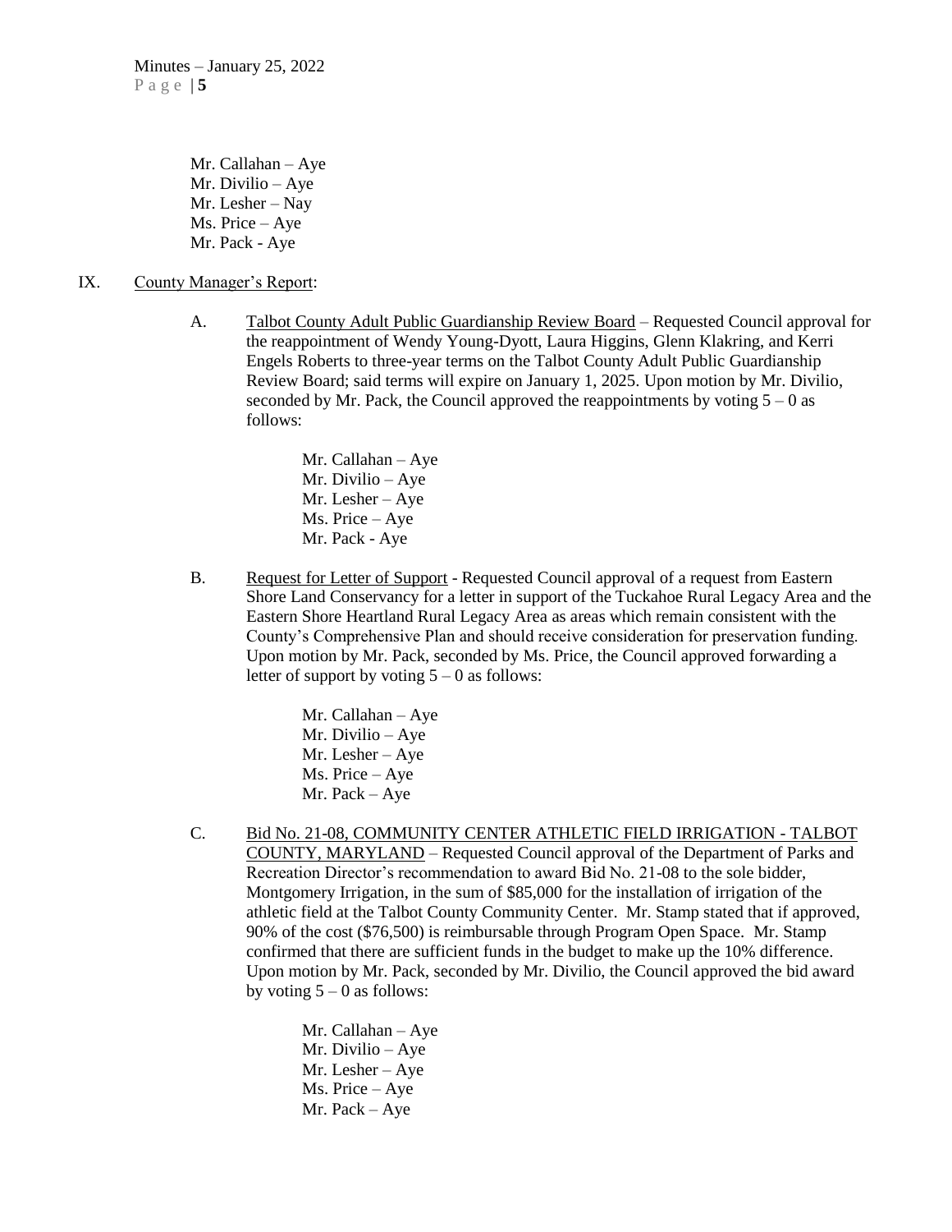Mr. Callahan – Aye
Mr. Divilio – Aye
Mr. Lesher – Nay
Ms. Price – Aye
Mr. Pack - Aye

IX. County Manager's Report:

A. Talbot County Adult Public Guardianship Review Board – Requested Council approval for the reappointment of Wendy Young-Dyott, Laura Higgins, Glenn Klakring, and Kerri Engels Roberts to three-year terms on the Talbot County Adult Public Guardianship Review Board; said terms will expire on January 1, 2025. Upon motion by Mr. Divilio, seconded by Mr. Pack, the Council approved the reappointments by voting 5 – 0 as follows:

Mr. Callahan – Aye
Mr. Divilio – Aye
Mr. Lesher – Aye
Ms. Price – Aye
Mr. Pack - Aye

B. Request for Letter of Support - Requested Council approval of a request from Eastern Shore Land Conservancy for a letter in support of the Tuckahoe Rural Legacy Area and the Eastern Shore Heartland Rural Legacy Area as areas which remain consistent with the County's Comprehensive Plan and should receive consideration for preservation funding. Upon motion by Mr. Pack, seconded by Ms. Price, the Council approved forwarding a letter of support by voting 5 – 0 as follows:

Mr. Callahan – Aye
Mr. Divilio – Aye
Mr. Lesher – Aye
Ms. Price – Aye
Mr. Pack – Aye

C. Bid No. 21-08, COMMUNITY CENTER ATHLETIC FIELD IRRIGATION - TALBOT COUNTY, MARYLAND – Requested Council approval of the Department of Parks and Recreation Director's recommendation to award Bid No. 21-08 to the sole bidder, Montgomery Irrigation, in the sum of $85,000 for the installation of irrigation of the athletic field at the Talbot County Community Center. Mr. Stamp stated that if approved, 90% of the cost ($76,500) is reimbursable through Program Open Space. Mr. Stamp confirmed that there are sufficient funds in the budget to make up the 10% difference. Upon motion by Mr. Pack, seconded by Mr. Divilio, the Council approved the bid award by voting 5 – 0 as follows:

Mr. Callahan – Aye
Mr. Divilio – Aye
Mr. Lesher – Aye
Ms. Price – Aye
Mr. Pack – Aye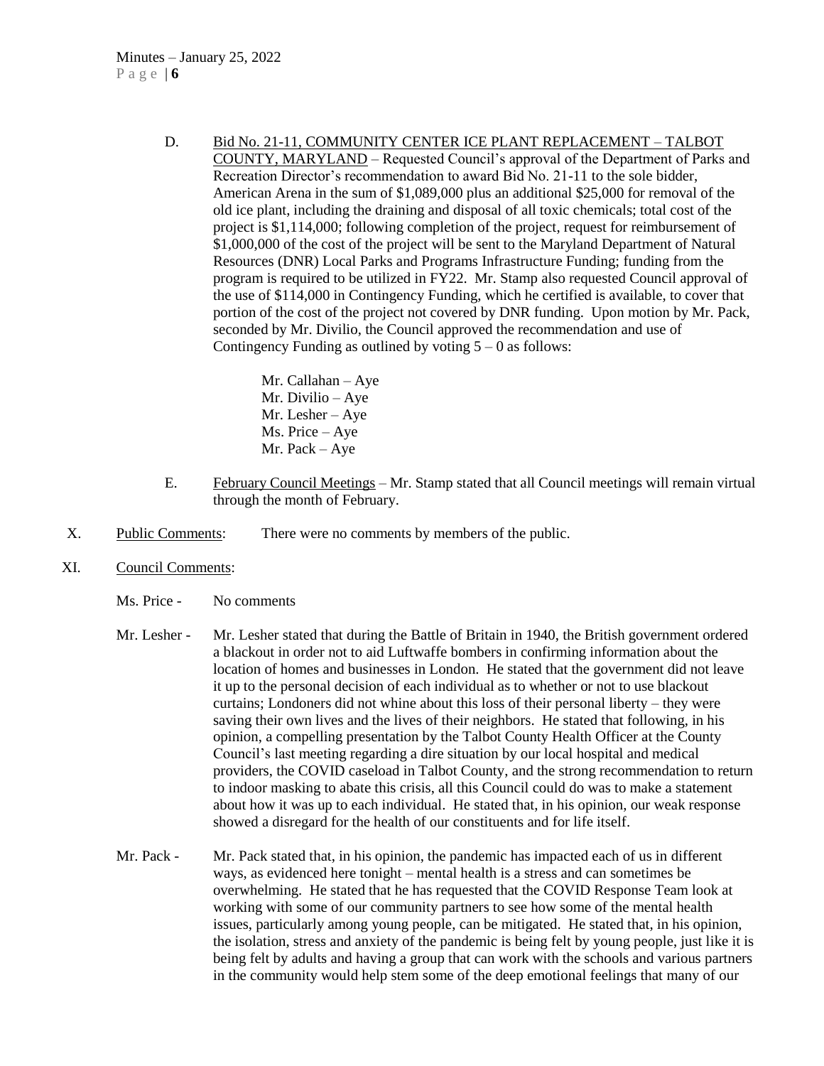D. Bid No. 21-11, COMMUNITY CENTER ICE PLANT REPLACEMENT – TALBOT COUNTY, MARYLAND – Requested Council's approval of the Department of Parks and Recreation Director's recommendation to award Bid No. 21-11 to the sole bidder, American Arena in the sum of $1,089,000 plus an additional $25,000 for removal of the old ice plant, including the draining and disposal of all toxic chemicals; total cost of the project is $1,114,000; following completion of the project, request for reimbursement of $1,000,000 of the cost of the project will be sent to the Maryland Department of Natural Resources (DNR) Local Parks and Programs Infrastructure Funding; funding from the program is required to be utilized in FY22. Mr. Stamp also requested Council approval of the use of $114,000 in Contingency Funding, which he certified is available, to cover that portion of the cost of the project not covered by DNR funding. Upon motion by Mr. Pack, seconded by Mr. Divilio, the Council approved the recommendation and use of Contingency Funding as outlined by voting 5 – 0 as follows:

Mr. Callahan – Aye
Mr. Divilio – Aye
Mr. Lesher – Aye
Ms. Price – Aye
Mr. Pack – Aye

E. February Council Meetings – Mr. Stamp stated that all Council meetings will remain virtual through the month of February.

X. Public Comments: There were no comments by members of the public.

XI. Council Comments:

Ms. Price - No comments

Mr. Lesher - Mr. Lesher stated that during the Battle of Britain in 1940, the British government ordered a blackout in order not to aid Luftwaffe bombers in confirming information about the location of homes and businesses in London. He stated that the government did not leave it up to the personal decision of each individual as to whether or not to use blackout curtains; Londoners did not whine about this loss of their personal liberty – they were saving their own lives and the lives of their neighbors. He stated that following, in his opinion, a compelling presentation by the Talbot County Health Officer at the County Council's last meeting regarding a dire situation by our local hospital and medical providers, the COVID caseload in Talbot County, and the strong recommendation to return to indoor masking to abate this crisis, all this Council could do was to make a statement about how it was up to each individual. He stated that, in his opinion, our weak response showed a disregard for the health of our constituents and for life itself.

Mr. Pack - Mr. Pack stated that, in his opinion, the pandemic has impacted each of us in different ways, as evidenced here tonight – mental health is a stress and can sometimes be overwhelming. He stated that he has requested that the COVID Response Team look at working with some of our community partners to see how some of the mental health issues, particularly among young people, can be mitigated. He stated that, in his opinion, the isolation, stress and anxiety of the pandemic is being felt by young people, just like it is being felt by adults and having a group that can work with the schools and various partners in the community would help stem some of the deep emotional feelings that many of our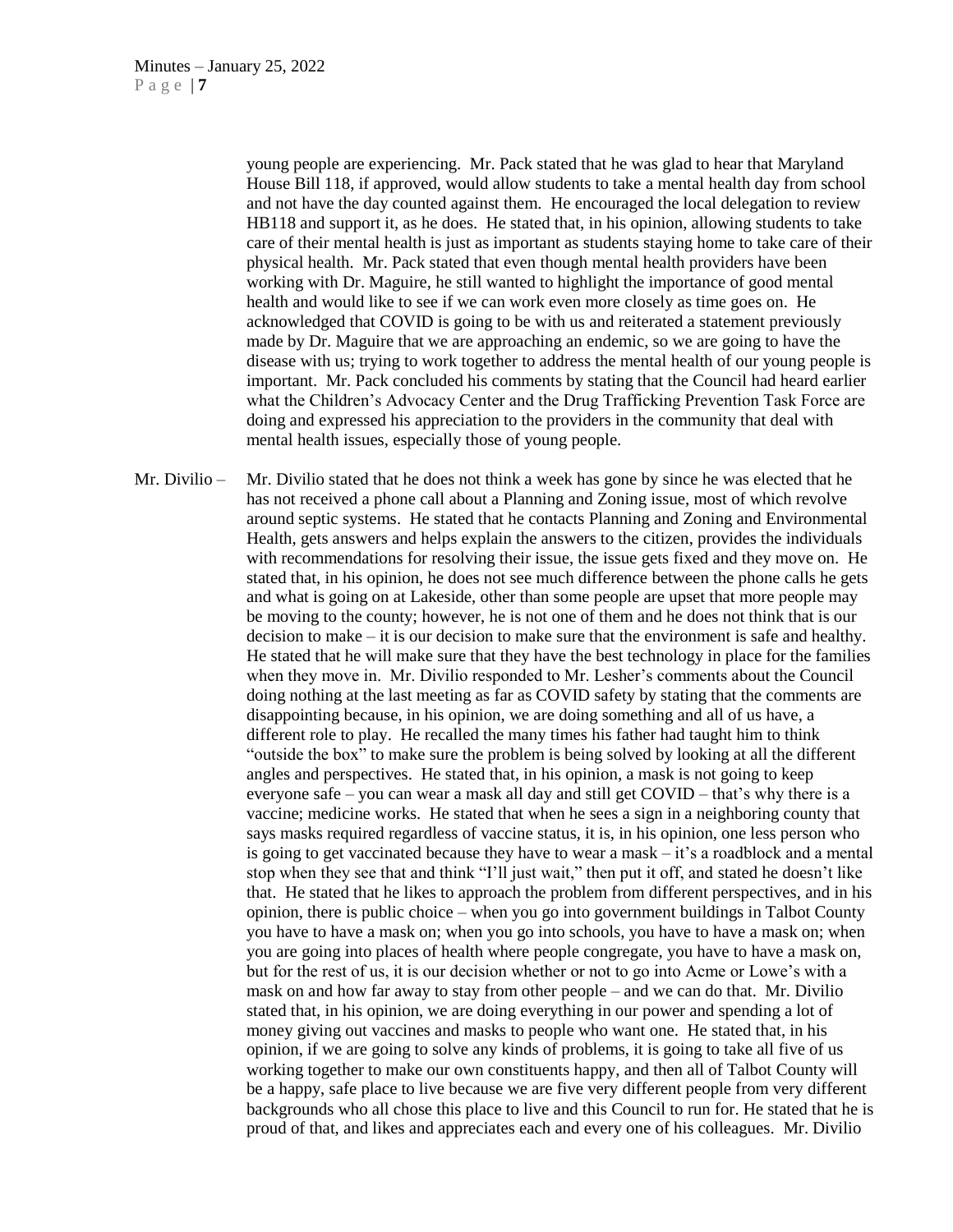young people are experiencing. Mr. Pack stated that he was glad to hear that Maryland House Bill 118, if approved, would allow students to take a mental health day from school and not have the day counted against them. He encouraged the local delegation to review HB118 and support it, as he does. He stated that, in his opinion, allowing students to take care of their mental health is just as important as students staying home to take care of their physical health. Mr. Pack stated that even though mental health providers have been working with Dr. Maguire, he still wanted to highlight the importance of good mental health and would like to see if we can work even more closely as time goes on. He acknowledged that COVID is going to be with us and reiterated a statement previously made by Dr. Maguire that we are approaching an endemic, so we are going to have the disease with us; trying to work together to address the mental health of our young people is important. Mr. Pack concluded his comments by stating that the Council had heard earlier what the Children's Advocacy Center and the Drug Trafficking Prevention Task Force are doing and expressed his appreciation to the providers in the community that deal with mental health issues, especially those of young people.

Mr. Divilio – Mr. Divilio stated that he does not think a week has gone by since he was elected that he has not received a phone call about a Planning and Zoning issue, most of which revolve around septic systems. He stated that he contacts Planning and Zoning and Environmental Health, gets answers and helps explain the answers to the citizen, provides the individuals with recommendations for resolving their issue, the issue gets fixed and they move on. He stated that, in his opinion, he does not see much difference between the phone calls he gets and what is going on at Lakeside, other than some people are upset that more people may be moving to the county; however, he is not one of them and he does not think that is our decision to make – it is our decision to make sure that the environment is safe and healthy. He stated that he will make sure that they have the best technology in place for the families when they move in. Mr. Divilio responded to Mr. Lesher's comments about the Council doing nothing at the last meeting as far as COVID safety by stating that the comments are disappointing because, in his opinion, we are doing something and all of us have, a different role to play. He recalled the many times his father had taught him to think "outside the box" to make sure the problem is being solved by looking at all the different angles and perspectives. He stated that, in his opinion, a mask is not going to keep everyone safe – you can wear a mask all day and still get COVID – that's why there is a vaccine; medicine works. He stated that when he sees a sign in a neighboring county that says masks required regardless of vaccine status, it is, in his opinion, one less person who is going to get vaccinated because they have to wear a mask – it's a roadblock and a mental stop when they see that and think "I'll just wait," then put it off, and stated he doesn't like that. He stated that he likes to approach the problem from different perspectives, and in his opinion, there is public choice – when you go into government buildings in Talbot County you have to have a mask on; when you go into schools, you have to have a mask on; when you are going into places of health where people congregate, you have to have a mask on, but for the rest of us, it is our decision whether or not to go into Acme or Lowe's with a mask on and how far away to stay from other people – and we can do that. Mr. Divilio stated that, in his opinion, we are doing everything in our power and spending a lot of money giving out vaccines and masks to people who want one. He stated that, in his opinion, if we are going to solve any kinds of problems, it is going to take all five of us working together to make our own constituents happy, and then all of Talbot County will be a happy, safe place to live because we are five very different people from very different backgrounds who all chose this place to live and this Council to run for. He stated that he is proud of that, and likes and appreciates each and every one of his colleagues. Mr. Divilio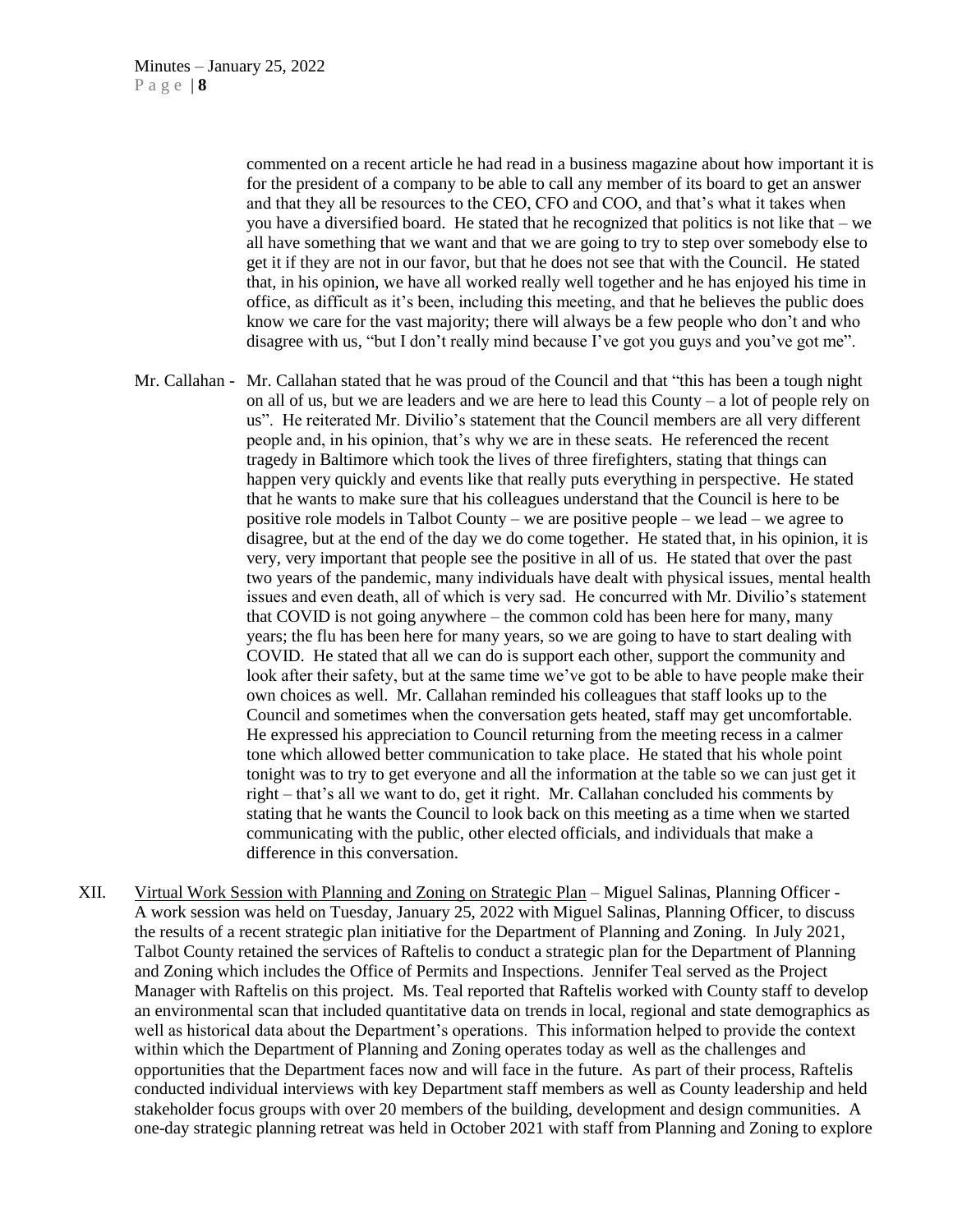commented on a recent article he had read in a business magazine about how important it is for the president of a company to be able to call any member of its board to get an answer and that they all be resources to the CEO, CFO and COO, and that's what it takes when you have a diversified board. He stated that he recognized that politics is not like that – we all have something that we want and that we are going to try to step over somebody else to get it if they are not in our favor, but that he does not see that with the Council. He stated that, in his opinion, we have all worked really well together and he has enjoyed his time in office, as difficult as it's been, including this meeting, and that he believes the public does know we care for the vast majority; there will always be a few people who don't and who disagree with us, "but I don't really mind because I've got you guys and you've got me".

Mr. Callahan - Mr. Callahan stated that he was proud of the Council and that "this has been a tough night on all of us, but we are leaders and we are here to lead this County – a lot of people rely on us". He reiterated Mr. Divilio's statement that the Council members are all very different people and, in his opinion, that's why we are in these seats. He referenced the recent tragedy in Baltimore which took the lives of three firefighters, stating that things can happen very quickly and events like that really puts everything in perspective. He stated that he wants to make sure that his colleagues understand that the Council is here to be positive role models in Talbot County – we are positive people – we lead – we agree to disagree, but at the end of the day we do come together. He stated that, in his opinion, it is very, very important that people see the positive in all of us. He stated that over the past two years of the pandemic, many individuals have dealt with physical issues, mental health issues and even death, all of which is very sad. He concurred with Mr. Divilio's statement that COVID is not going anywhere – the common cold has been here for many, many years; the flu has been here for many years, so we are going to have to start dealing with COVID. He stated that all we can do is support each other, support the community and look after their safety, but at the same time we've got to be able to have people make their own choices as well. Mr. Callahan reminded his colleagues that staff looks up to the Council and sometimes when the conversation gets heated, staff may get uncomfortable. He expressed his appreciation to Council returning from the meeting recess in a calmer tone which allowed better communication to take place. He stated that his whole point tonight was to try to get everyone and all the information at the table so we can just get it right – that's all we want to do, get it right. Mr. Callahan concluded his comments by stating that he wants the Council to look back on this meeting as a time when we started communicating with the public, other elected officials, and individuals that make a difference in this conversation.

XII. Virtual Work Session with Planning and Zoning on Strategic Plan – Miguel Salinas, Planning Officer - A work session was held on Tuesday, January 25, 2022 with Miguel Salinas, Planning Officer, to discuss the results of a recent strategic plan initiative for the Department of Planning and Zoning. In July 2021, Talbot County retained the services of Raftelis to conduct a strategic plan for the Department of Planning and Zoning which includes the Office of Permits and Inspections. Jennifer Teal served as the Project Manager with Raftelis on this project. Ms. Teal reported that Raftelis worked with County staff to develop an environmental scan that included quantitative data on trends in local, regional and state demographics as well as historical data about the Department's operations. This information helped to provide the context within which the Department of Planning and Zoning operates today as well as the challenges and opportunities that the Department faces now and will face in the future. As part of their process, Raftelis conducted individual interviews with key Department staff members as well as County leadership and held stakeholder focus groups with over 20 members of the building, development and design communities. A one-day strategic planning retreat was held in October 2021 with staff from Planning and Zoning to explore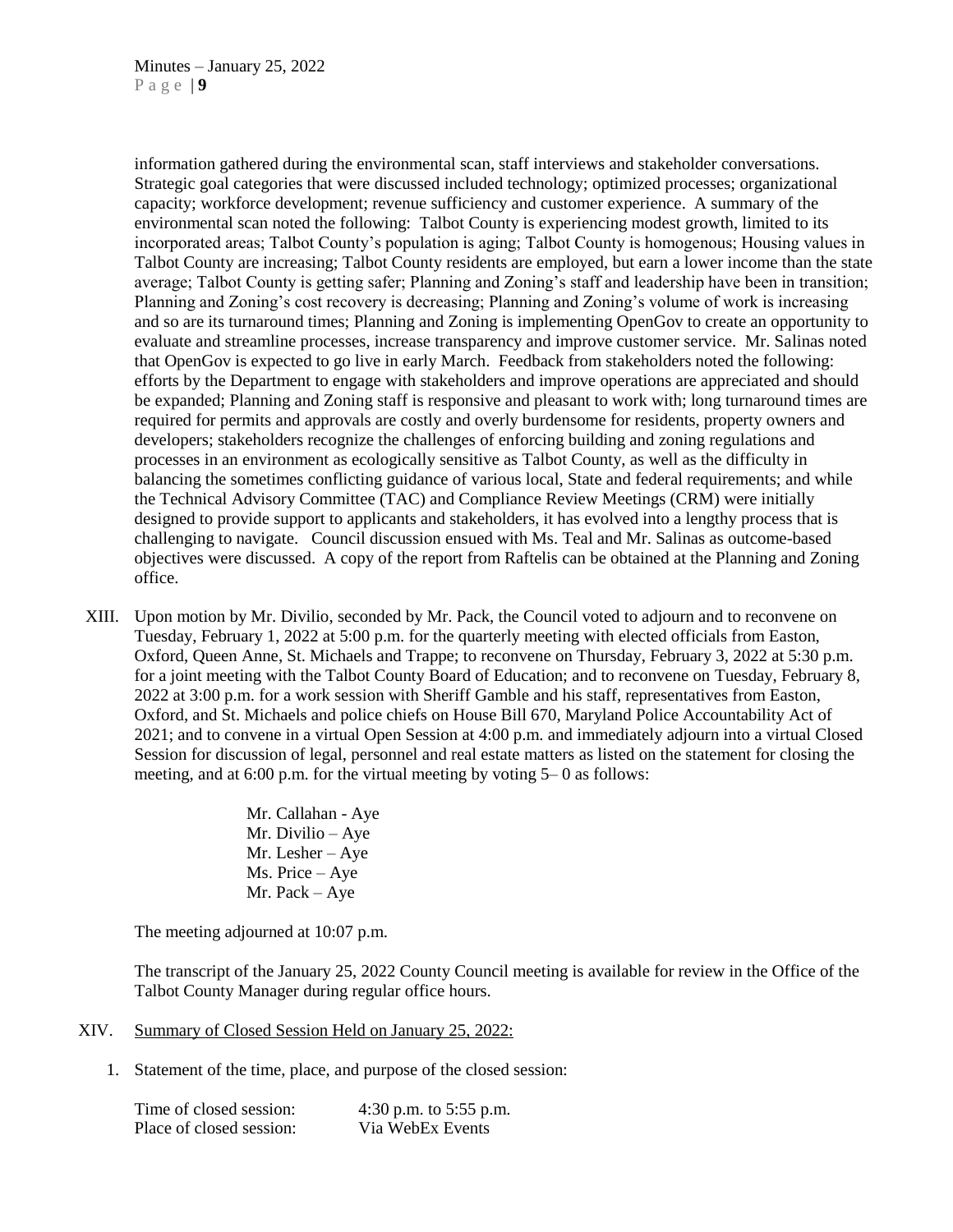information gathered during the environmental scan, staff interviews and stakeholder conversations. Strategic goal categories that were discussed included technology; optimized processes; organizational capacity; workforce development; revenue sufficiency and customer experience. A summary of the environmental scan noted the following: Talbot County is experiencing modest growth, limited to its incorporated areas; Talbot County's population is aging; Talbot County is homogenous; Housing values in Talbot County are increasing; Talbot County residents are employed, but earn a lower income than the state average; Talbot County is getting safer; Planning and Zoning's staff and leadership have been in transition; Planning and Zoning's cost recovery is decreasing; Planning and Zoning's volume of work is increasing and so are its turnaround times; Planning and Zoning is implementing OpenGov to create an opportunity to evaluate and streamline processes, increase transparency and improve customer service. Mr. Salinas noted that OpenGov is expected to go live in early March. Feedback from stakeholders noted the following: efforts by the Department to engage with stakeholders and improve operations are appreciated and should be expanded; Planning and Zoning staff is responsive and pleasant to work with; long turnaround times are required for permits and approvals are costly and overly burdensome for residents, property owners and developers; stakeholders recognize the challenges of enforcing building and zoning regulations and processes in an environment as ecologically sensitive as Talbot County, as well as the difficulty in balancing the sometimes conflicting guidance of various local, State and federal requirements; and while the Technical Advisory Committee (TAC) and Compliance Review Meetings (CRM) were initially designed to provide support to applicants and stakeholders, it has evolved into a lengthy process that is challenging to navigate. Council discussion ensued with Ms. Teal and Mr. Salinas as outcome-based objectives were discussed. A copy of the report from Raftelis can be obtained at the Planning and Zoning office.

XIII. Upon motion by Mr. Divilio, seconded by Mr. Pack, the Council voted to adjourn and to reconvene on Tuesday, February 1, 2022 at 5:00 p.m. for the quarterly meeting with elected officials from Easton, Oxford, Queen Anne, St. Michaels and Trappe; to reconvene on Thursday, February 3, 2022 at 5:30 p.m. for a joint meeting with the Talbot County Board of Education; and to reconvene on Tuesday, February 8, 2022 at 3:00 p.m. for a work session with Sheriff Gamble and his staff, representatives from Easton, Oxford, and St. Michaels and police chiefs on House Bill 670, Maryland Police Accountability Act of 2021; and to convene in a virtual Open Session at 4:00 p.m. and immediately adjourn into a virtual Closed Session for discussion of legal, personnel and real estate matters as listed on the statement for closing the meeting, and at 6:00 p.m. for the virtual meeting by voting 5– 0 as follows:

Mr. Callahan - Aye  
Mr. Divilio – Aye  
Mr. Lesher – Aye  
Ms. Price – Aye  
Mr. Pack – Aye

The meeting adjourned at 10:07 p.m.

The transcript of the January 25, 2022 County Council meeting is available for review in the Office of the Talbot County Manager during regular office hours.

XIV. Summary of Closed Session Held on January 25, 2022:

1. Statement of the time, place, and purpose of the closed session:

| | |
|---|---|
| Time of closed session: | 4:30 p.m. to 5:55 p.m. |
| Place of closed session: | Via WebEx Events |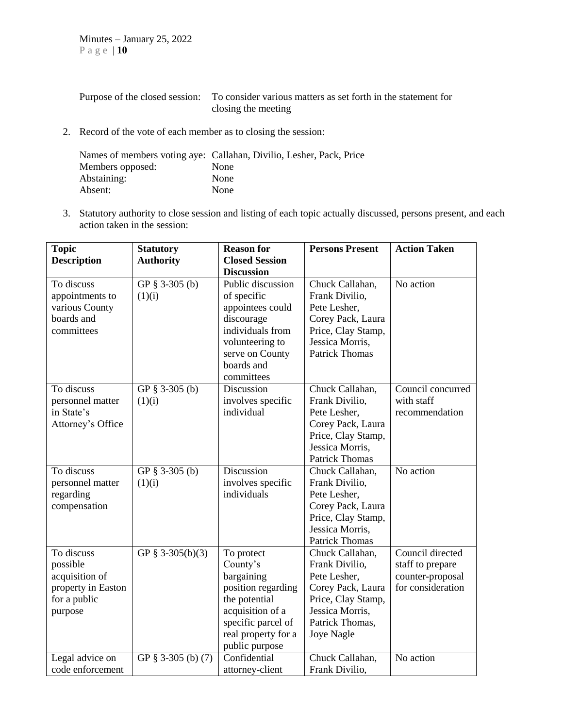Purpose of the closed session: To consider various matters as set forth in the statement for closing the meeting

2. Record of the vote of each member as to closing the session:

Names of members voting aye: Callahan, Divilio, Lesher, Pack, Price
Members opposed: None
Abstaining: None
Absent: None

3. Statutory authority to close session and listing of each topic actually discussed, persons present, and each action taken in the session:

| Topic Description | Statutory Authority | Reason for Closed Session Discussion | Persons Present | Action Taken |
|---|---|---|---|---|
| To discuss appointments to various County boards and committees | GP § 3-305 (b) (1)(i) | Public discussion of specific appointees could discourage individuals from volunteering to serve on County boards and committees | Chuck Callahan, Frank Divilio, Pete Lesher, Corey Pack, Laura Price, Clay Stamp, Jessica Morris, Patrick Thomas | No action |
| To discuss personnel matter in State's Attorney's Office | GP § 3-305 (b) (1)(i) | Discussion involves specific individual | Chuck Callahan, Frank Divilio, Pete Lesher, Corey Pack, Laura Price, Clay Stamp, Jessica Morris, Patrick Thomas | Council concurred with staff recommendation |
| To discuss personnel matter regarding compensation | GP § 3-305 (b) (1)(i) | Discussion involves specific individuals | Chuck Callahan, Frank Divilio, Pete Lesher, Corey Pack, Laura Price, Clay Stamp, Jessica Morris, Patrick Thomas | No action |
| To discuss possible acquisition of property in Easton for a public purpose | GP § 3-305(b)(3) | To protect County's bargaining position regarding the potential acquisition of a specific parcel of real property for a public purpose | Chuck Callahan, Frank Divilio, Pete Lesher, Corey Pack, Laura Price, Clay Stamp, Jessica Morris, Patrick Thomas, Joye Nagle | Council directed staff to prepare counter-proposal for consideration |
| Legal advice on code enforcement | GP § 3-305 (b) (7) | Confidential attorney-client | Chuck Callahan, Frank Divilio, | No action |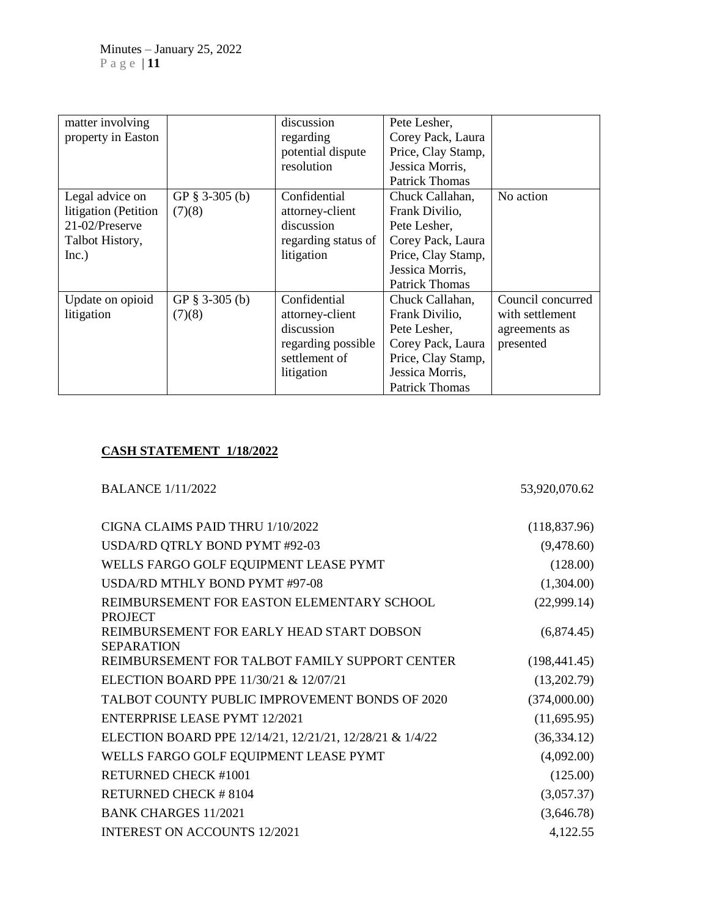| matter involving property in Easton | | discussion regarding potential dispute resolution | Pete Lesher, Corey Pack, Laura Price, Clay Stamp, Jessica Morris, Patrick Thomas | |
|---|---|---|---|---|
| Legal advice on litigation (Petition 21-02/Preserve Talbot History, Inc.) | GP § 3-305 (b) (7)(8) | Confidential attorney-client discussion regarding status of litigation | Chuck Callahan, Frank Divilio, Pete Lesher, Corey Pack, Laura Price, Clay Stamp, Jessica Morris, Patrick Thomas | No action |
| Update on opioid litigation | GP § 3-305 (b) (7)(8) | Confidential attorney-client discussion regarding possible settlement of litigation | Chuck Callahan, Frank Divilio, Pete Lesher, Corey Pack, Laura Price, Clay Stamp, Jessica Morris, Patrick Thomas | Council concurred with settlement agreements as presented |

**CASH STATEMENT 1/18/2022**

| | |
|---|---|
| BALANCE 1/11/2022 | 53,920,070.62 |
| CIGNA CLAIMS PAID THRU 1/10/2022 | (118,837.96) |
| USDA/RD QTRLY BOND PYMT #92-03 | (9,478.60) |
| WELLS FARGO GOLF EQUIPMENT LEASE PYMT | (128.00) |
| USDA/RD MTHLY BOND PYMT #97-08 | (1,304.00) |
| REIMBURSEMENT FOR EASTON ELEMENTARY SCHOOL PROJECT | (22,999.14) |
| REIMBURSEMENT FOR EARLY HEAD START DOBSON SEPARATION | (6,874.45) |
| REIMBURSEMENT FOR TALBOT FAMILY SUPPORT CENTER | (198,441.45) |
| ELECTION BOARD PPE 11/30/21 & 12/07/21 | (13,202.79) |
| TALBOT COUNTY PUBLIC IMPROVEMENT BONDS OF 2020 | (374,000.00) |
| ENTERPRISE LEASE PYMT 12/2021 | (11,695.95) |
| ELECTION BOARD PPE 12/14/21, 12/21/21, 12/28/21 & 1/4/22 | (36,334.12) |
| WELLS FARGO GOLF EQUIPMENT LEASE PYMT | (4,092.00) |
| RETURNED CHECK #1001 | (125.00) |
| RETURNED CHECK # 8104 | (3,057.37) |
| BANK CHARGES 11/2021 | (3,646.78) |
| INTEREST ON ACCOUNTS 12/2021 | 4,122.55 |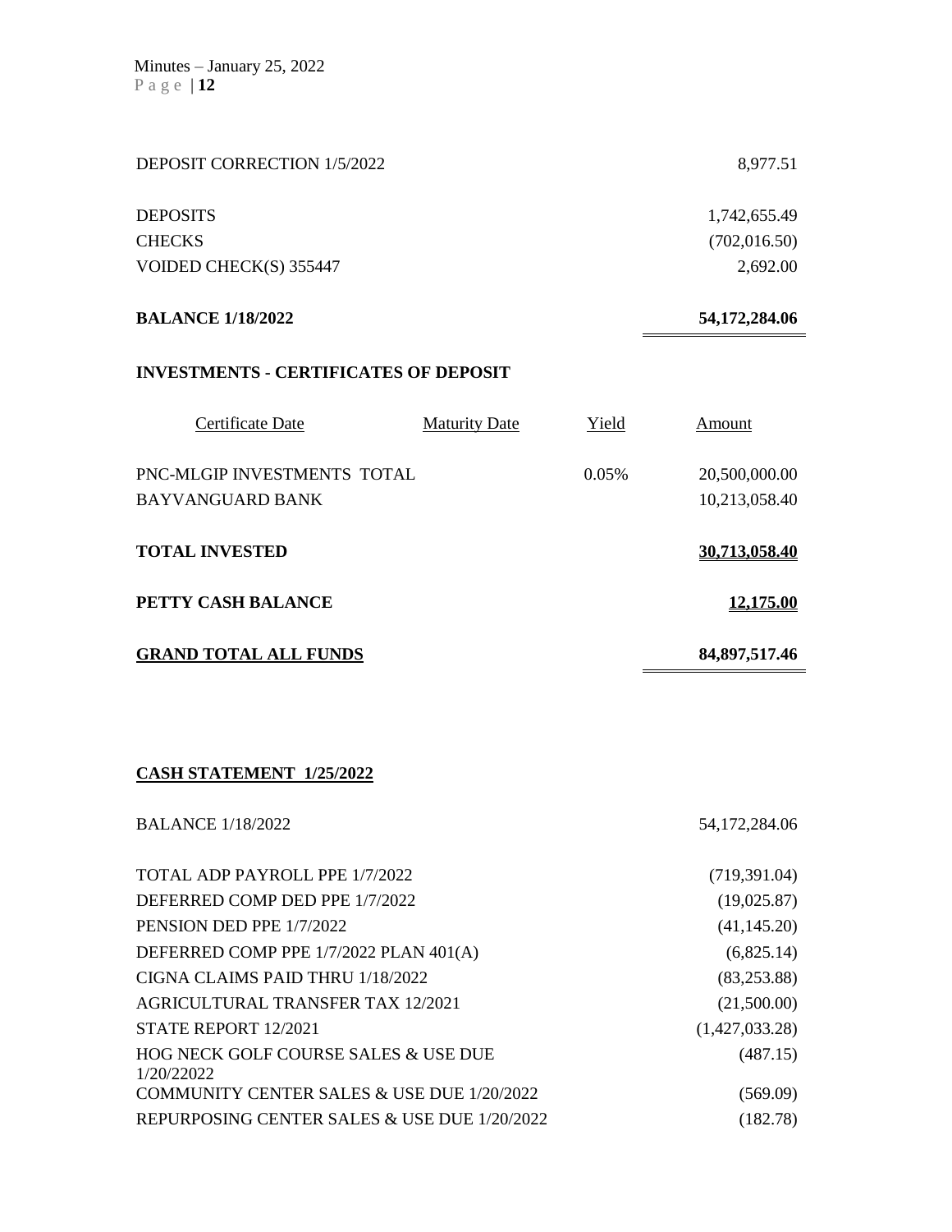| | |
|---|---|
| DEPOSIT CORRECTION 1/5/2022 | 8,977.51 |
| DEPOSITS | 1,742,655.49 |
| CHECKS | (702,016.50) |
| VOIDED CHECK(S) 355447 | 2,692.00 |
| **BALANCE 1/18/2022** | **54,172,284.06** |

**INVESTMENTS - CERTIFICATES OF DEPOSIT**

| Certificate Date | Maturity Date | Yield | Amount |
|---|---|---|---|
| PNC-MLGIP INVESTMENTS TOTAL | | 0.05% | 20,500,000.00 |
| BAYVANGUARD BANK | | | 10,213,058.40 |
| **TOTAL INVESTED** | | | **30,713,058.40** |
| **PETTY CASH BALANCE** | | | **12,175.00** |
| **GRAND TOTAL ALL FUNDS** | | | **84,897,517.46** |

**CASH STATEMENT 1/25/2022**

| | |
|---|---|
| BALANCE 1/18/2022 | 54,172,284.06 |
| TOTAL ADP PAYROLL PPE 1/7/2022 | (719,391.04) |
| DEFERRED COMP DED PPE 1/7/2022 | (19,025.87) |
| PENSION DED PPE 1/7/2022 | (41,145.20) |
| DEFERRED COMP PPE 1/7/2022 PLAN 401(A) | (6,825.14) |
| CIGNA CLAIMS PAID THRU 1/18/2022 | (83,253.88) |
| AGRICULTURAL TRANSFER TAX 12/2021 | (21,500.00) |
| STATE REPORT 12/2021 | (1,427,033.28) |
| HOG NECK GOLF COURSE SALES & USE DUE 1/20/22022 | (487.15) |
| COMMUNITY CENTER SALES & USE DUE 1/20/2022 | (569.09) |
| REPURPOSING CENTER SALES & USE DUE 1/20/2022 | (182.78) |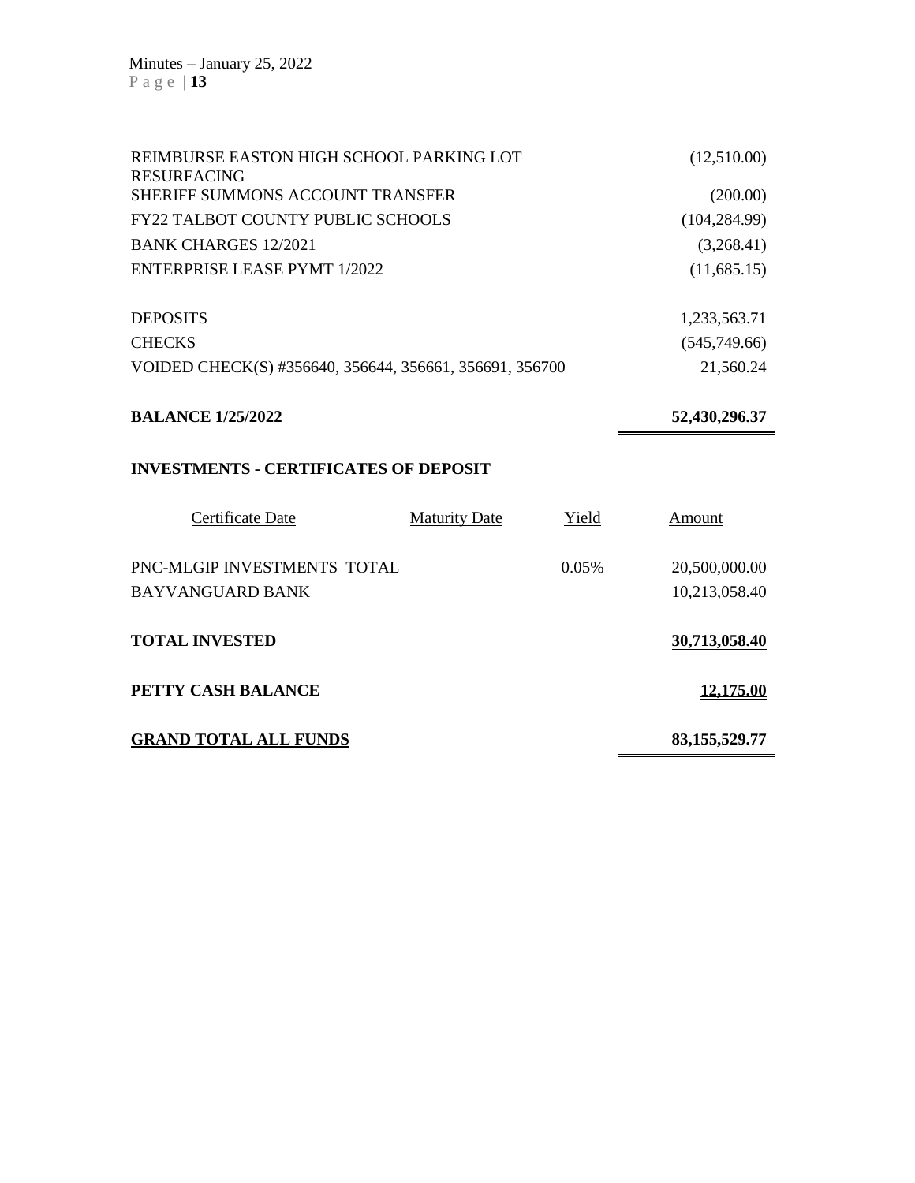| | |
|---|---|
| REIMBURSE EASTON HIGH SCHOOL PARKING LOT RESURFACING | (12,510.00) |
| SHERIFF SUMMONS ACCOUNT TRANSFER | (200.00) |
| FY22 TALBOT COUNTY PUBLIC SCHOOLS | (104,284.99) |
| BANK CHARGES 12/2021 | (3,268.41) |
| ENTERPRISE LEASE PYMT 1/2022 | (11,685.15) |
| DEPOSITS | 1,233,563.71 |
| CHECKS | (545,749.66) |
| VOIDED CHECK(S) #356640, 356644, 356661, 356691, 356700 | 21,560.24 |
| **BALANCE 1/25/2022** | **52,430,296.37** |

**INVESTMENTS - CERTIFICATES OF DEPOSIT**

| Certificate Date | Maturity Date | Yield | Amount |
|---|---|---|---|
| PNC-MLGIP INVESTMENTS TOTAL | | 0.05% | 20,500,000.00 |
| BAYVANGUARD BANK | | | 10,213,058.40 |
| **TOTAL INVESTED** | | | **30,713,058.40** |
| **PETTY CASH BALANCE** | | | **12,175.00** |
| **GRAND TOTAL ALL FUNDS** | | | **83,155,529.77** |